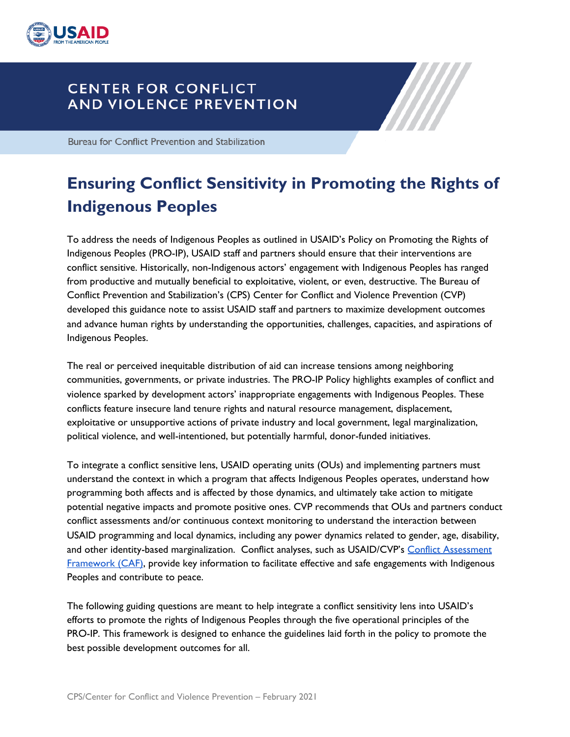# CENTER FOR CONFLICT AND VIOLENCE PREVENTION

Bureau for Conflict Prevention and Stabilization

## Ensuring Conflict Sensitivity in Promoting the Rights of Indigenous Peoples

To address the needs of Indigenous Peoples as outlined in USAID's Policy on Promoting the Rights of Indigenous Peoples (PRO-IP), USAID staff and partners should ensure that their interventions are conflict sensitive. Historically, non-Indigenous actors' engagement with Indigenous Peoples has ranged from productive and mutually beneficial to exploitative, violent, or even, destructive. The Bureau of Conflict Prevention and Stabilization's (CPS) Center for Conflict and Violence Prevention (CVP) developed this guidance note to assist USAID staff and partners to maximize development outcomes and advance human rights by understanding the opportunities, challenges, capacities, and aspirations of Indigenous Peoples.

The real or perceived inequitable distribution of aid can increase tensions among neighboring communities, governments, or private industries. The PRO-IP Policy highlights examples of conflict and violence sparked by development actors' inappropriate engagements with Indigenous Peoples. These conflicts feature insecure land tenure rights and natural resource management, displacement, exploitative or unsupportive actions of private industry and local government, legal marginalization, political violence, and well-intentioned, but potentially harmful, donor-funded initiatives.

To integrate a conflict sensitive lens, USAID operating units (OUs) and implementing partners must understand the context in which a program that affects Indigenous Peoples operates, understand how programming both affects and is affected by those dynamics, and ultimately take action to mitigate potential negative impacts and promote positive ones. CVP recommends that OUs and partners conduct conflict assessments and/or continuous context monitoring to understand the interaction between USAID programming and local dynamics, including any power dynamics related to gender, age, disability, and other identity-based marginalization. Conflict analyses, such as USAID/CVP's [Conflict Assessment Framework (CAF)](), provide key information to facilitate effective and safe engagements with Indigenous Peoples and contribute to peace.

The following guiding questions are meant to help integrate a conflict sensitivity lens into USAID's efforts to promote the rights of Indigenous Peoples through the five operational principles of the PRO-IP. This framework is designed to enhance the guidelines laid forth in the policy to promote the best possible development outcomes for all.

CPS/Center for Conflict and Violence Prevention – February 2021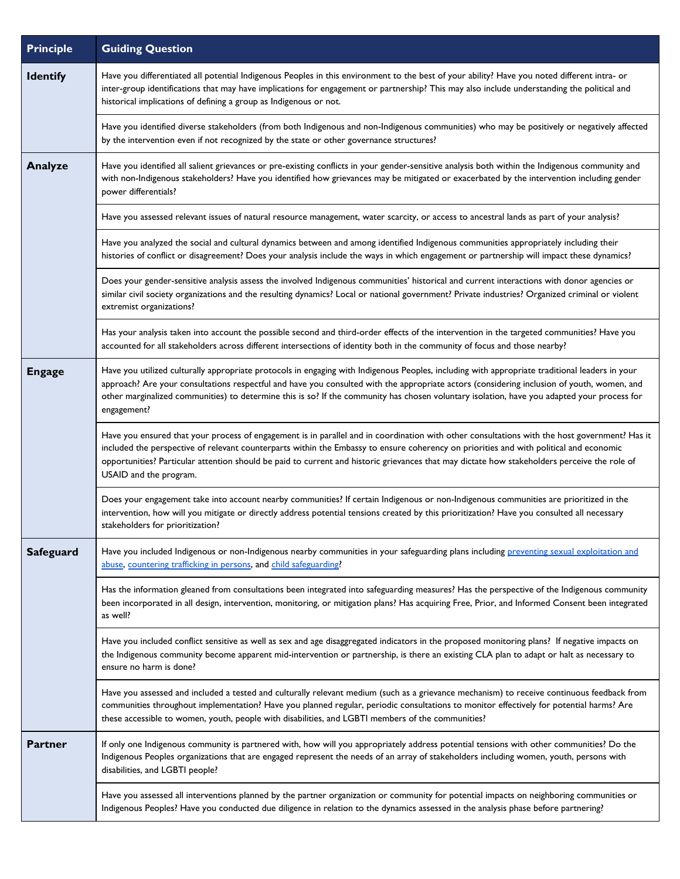| Principle | Guiding Question |
|---|---|
| **Identify** | Have you differentiated all potential Indigenous Peoples in this environment to the best of your ability? Have you noted different intra- or inter-group identifications that may have implications for engagement or partnership? This may also include understanding the political and historical implications of defining a group as Indigenous or not. |
| | Have you identified diverse stakeholders (from both Indigenous and non-Indigenous communities) who may be positively or negatively affected by the intervention even if not recognized by the state or other governance structures? |
| **Analyze** | Have you identified all salient grievances or pre-existing conflicts in your gender-sensitive analysis both within the Indigenous community and with non-Indigenous stakeholders? Have you identified how grievances may be mitigated or exacerbated by the intervention including gender power differentials? |
| | Have you assessed relevant issues of natural resource management, water scarcity, or access to ancestral lands as part of your analysis? |
| | Have you analyzed the social and cultural dynamics between and among identified Indigenous communities appropriately including their histories of conflict or disagreement? Does your analysis include the ways in which engagement or partnership will impact these dynamics? |
| | Does your gender-sensitive analysis assess the involved Indigenous communities' historical and current interactions with donor agencies or similar civil society organizations and the resulting dynamics? Local or national government? Private industries? Organized criminal or violent extremist organizations? |
| | Has your analysis taken into account the possible second and third-order effects of the intervention in the targeted communities? Have you accounted for all stakeholders across different intersections of identity both in the community of focus and those nearby? |
| **Engage** | Have you utilized culturally appropriate protocols in engaging with Indigenous Peoples, including with appropriate traditional leaders in your approach? Are your consultations respectful and have you consulted with the appropriate actors (considering inclusion of youth, women, and other marginalized communities) to determine this is so? If the community has chosen voluntary isolation, have you adapted your process for engagement? |
| | Have you ensured that your process of engagement is in parallel and in coordination with other consultations with the host government? Has it included the perspective of relevant counterparts within the Embassy to ensure coherency on priorities and with political and economic opportunities? Particular attention should be paid to current and historic grievances that may dictate how stakeholders perceive the role of USAID and the program. |
| | Does your engagement take into account nearby communities? If certain Indigenous or non-Indigenous communities are prioritized in the intervention, how will you mitigate or directly address potential tensions created by this prioritization? Have you consulted all necessary stakeholders for prioritization? |
| **Safeguard** | Have you included Indigenous or non-Indigenous nearby communities in your safeguarding plans including preventing sexual exploitation and abuse, countering trafficking in persons, and child safeguarding? |
| | Has the information gleaned from consultations been integrated into safeguarding measures? Has the perspective of the Indigenous community been incorporated in all design, intervention, monitoring, or mitigation plans? Has acquiring Free, Prior, and Informed Consent been integrated as well? |
| | Have you included conflict sensitive as well as sex and age disaggregated indicators in the proposed monitoring plans? If negative impacts on the Indigenous community become apparent mid-intervention or partnership, is there an existing CLA plan to adapt or halt as necessary to ensure no harm is done? |
| | Have you assessed and included a tested and culturally relevant medium (such as a grievance mechanism) to receive continuous feedback from communities throughout implementation? Have you planned regular, periodic consultations to monitor effectively for potential harms? Are these accessible to women, youth, people with disabilities, and LGBTI members of the communities? |
| **Partner** | If only one Indigenous community is partnered with, how will you appropriately address potential tensions with other communities? Do the Indigenous Peoples organizations that are engaged represent the needs of an array of stakeholders including women, youth, persons with disabilities, and LGBTI people? |
| | Have you assessed all interventions planned by the partner organization or community for potential impacts on neighboring communities or Indigenous Peoples? Have you conducted due diligence in relation to the dynamics assessed in the analysis phase before partnering? |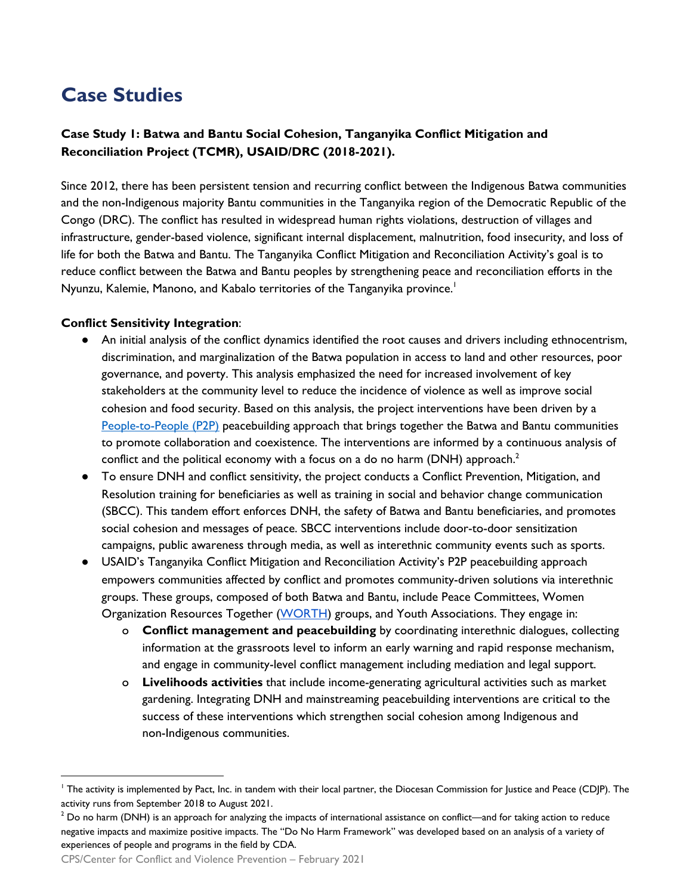# Case Studies

**Case Study 1: Batwa and Bantu Social Cohesion, Tanganyika Conflict Mitigation and Reconciliation Project (TCMR), USAID/DRC (2018-2021).**

Since 2012, there has been persistent tension and recurring conflict between the Indigenous Batwa communities and the non-Indigenous majority Bantu communities in the Tanganyika region of the Democratic Republic of the Congo (DRC). The conflict has resulted in widespread human rights violations, destruction of villages and infrastructure, gender-based violence, significant internal displacement, malnutrition, food insecurity, and loss of life for both the Batwa and Bantu. The Tanganyika Conflict Mitigation and Reconciliation Activity's goal is to reduce conflict between the Batwa and Bantu peoples by strengthening peace and reconciliation efforts in the Nyunzu, Kalemie, Manono, and Kabalo territories of the Tanganyika province.[1]

**Conflict Sensitivity Integration**:

- An initial analysis of the conflict dynamics identified the root causes and drivers including ethnocentrism, discrimination, and marginalization of the Batwa population in access to land and other resources, poor governance, and poverty. This analysis emphasized the need for increased involvement of key stakeholders at the community level to reduce the incidence of violence as well as improve social cohesion and food security. Based on this analysis, the project interventions have been driven by a People-to-People (P2P) peacebuilding approach that brings together the Batwa and Bantu communities to promote collaboration and coexistence. The interventions are informed by a continuous analysis of conflict and the political economy with a focus on a do no harm (DNH) approach.[2]
- To ensure DNH and conflict sensitivity, the project conducts a Conflict Prevention, Mitigation, and Resolution training for beneficiaries as well as training in social and behavior change communication (SBCC). This tandem effort enforces DNH, the safety of Batwa and Bantu beneficiaries, and promotes social cohesion and messages of peace. SBCC interventions include door-to-door sensitization campaigns, public awareness through media, as well as interethnic community events such as sports.
- USAID's Tanganyika Conflict Mitigation and Reconciliation Activity's P2P peacebuilding approach empowers communities affected by conflict and promotes community-driven solutions via interethnic groups. These groups, composed of both Batwa and Bantu, include Peace Committees, Women Organization Resources Together (WORTH) groups, and Youth Associations. They engage in:
    - **Conflict management and peacebuilding** by coordinating interethnic dialogues, collecting information at the grassroots level to inform an early warning and rapid response mechanism, and engage in community-level conflict management including mediation and legal support.
    - **Livelihoods activities** that include income-generating agricultural activities such as market gardening. Integrating DNH and mainstreaming peacebuilding interventions are critical to the success of these interventions which strengthen social cohesion among Indigenous and non-Indigenous communities.

---

[1] The activity is implemented by Pact, Inc. in tandem with their local partner, the Diocesan Commission for Justice and Peace (CDJP). The activity runs from September 2018 to August 2021.

[2] Do no harm (DNH) is an approach for analyzing the impacts of international assistance on conflict—and for taking action to reduce negative impacts and maximize positive impacts. The "Do No Harm Framework" was developed based on an analysis of a variety of experiences of people and programs in the field by CDA.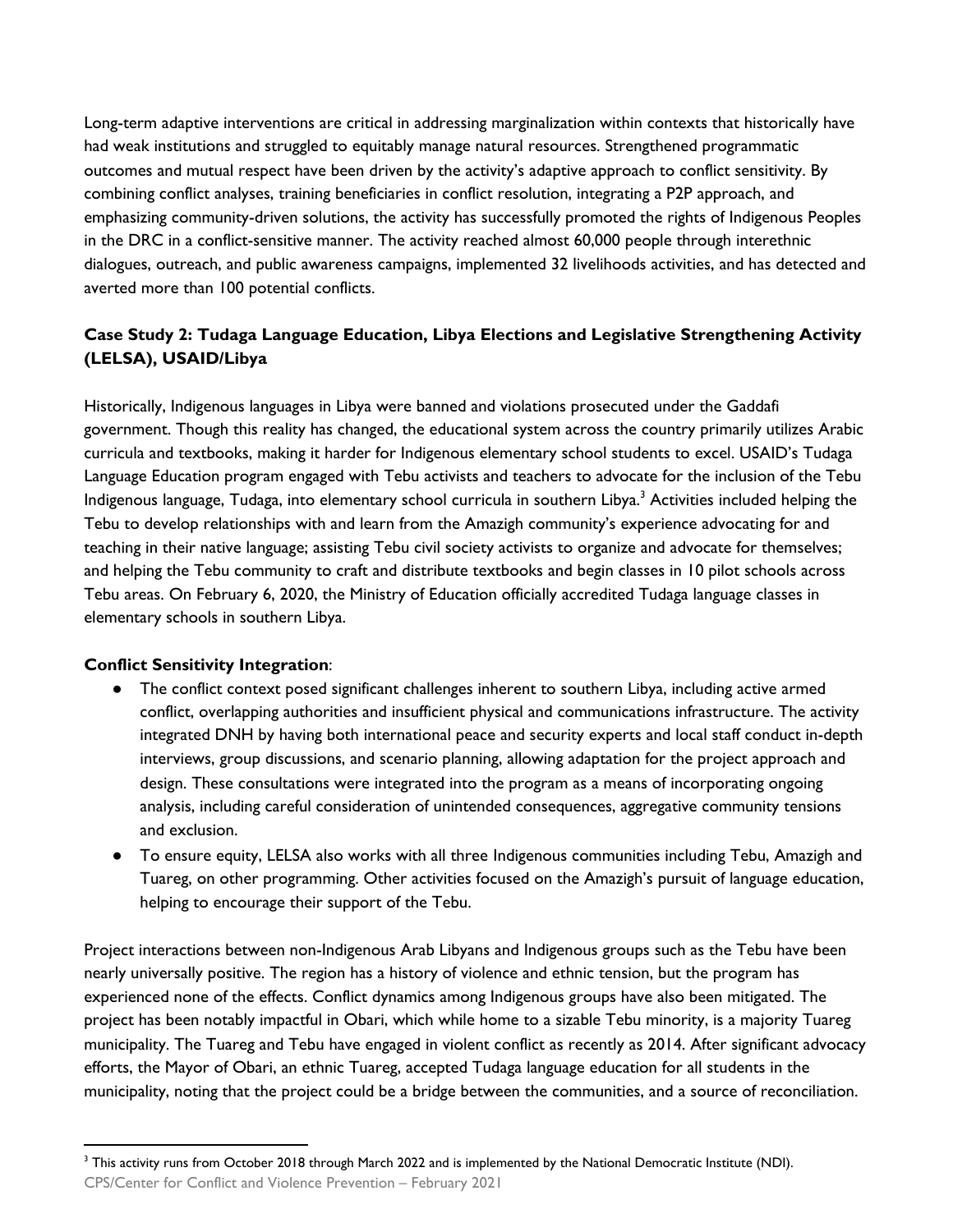Long-term adaptive interventions are critical in addressing marginalization within contexts that historically have had weak institutions and struggled to equitably manage natural resources. Strengthened programmatic outcomes and mutual respect have been driven by the activity's adaptive approach to conflict sensitivity. By combining conflict analyses, training beneficiaries in conflict resolution, integrating a P2P approach, and emphasizing community-driven solutions, the activity has successfully promoted the rights of Indigenous Peoples in the DRC in a conflict-sensitive manner. The activity reached almost 60,000 people through interethnic dialogues, outreach, and public awareness campaigns, implemented 32 livelihoods activities, and has detected and averted more than 100 potential conflicts.

### Case Study 2: Tudaga Language Education, Libya Elections and Legislative Strengthening Activity (LELSA), USAID/Libya

Historically, Indigenous languages in Libya were banned and violations prosecuted under the Gaddafi government. Though this reality has changed, the educational system across the country primarily utilizes Arabic curricula and textbooks, making it harder for Indigenous elementary school students to excel. USAID's Tudaga Language Education program engaged with Tebu activists and teachers to advocate for the inclusion of the Tebu Indigenous language, Tudaga, into elementary school curricula in southern Libya.[3] Activities included helping the Tebu to develop relationships with and learn from the Amazigh community's experience advocating for and teaching in their native language; assisting Tebu civil society activists to organize and advocate for themselves; and helping the Tebu community to craft and distribute textbooks and begin classes in 10 pilot schools across Tebu areas. On February 6, 2020, the Ministry of Education officially accredited Tudaga language classes in elementary schools in southern Libya.

**Conflict Sensitivity Integration**:

- The conflict context posed significant challenges inherent to southern Libya, including active armed conflict, overlapping authorities and insufficient physical and communications infrastructure. The activity integrated DNH by having both international peace and security experts and local staff conduct in-depth interviews, group discussions, and scenario planning, allowing adaptation for the project approach and design. These consultations were integrated into the program as a means of incorporating ongoing analysis, including careful consideration of unintended consequences, aggregative community tensions and exclusion.
- To ensure equity, LELSA also works with all three Indigenous communities including Tebu, Amazigh and Tuareg, on other programming. Other activities focused on the Amazigh's pursuit of language education, helping to encourage their support of the Tebu.

Project interactions between non-Indigenous Arab Libyans and Indigenous groups such as the Tebu have been nearly universally positive. The region has a history of violence and ethnic tension, but the program has experienced none of the effects. Conflict dynamics among Indigenous groups have also been mitigated. The project has been notably impactful in Obari, which while home to a sizable Tebu minority, is a majority Tuareg municipality. The Tuareg and Tebu have engaged in violent conflict as recently as 2014. After significant advocacy efforts, the Mayor of Obari, an ethnic Tuareg, accepted Tudaga language education for all students in the municipality, noting that the project could be a bridge between the communities, and a source of reconciliation.

[3] This activity runs from October 2018 through March 2022 and is implemented by the National Democratic Institute (NDI).